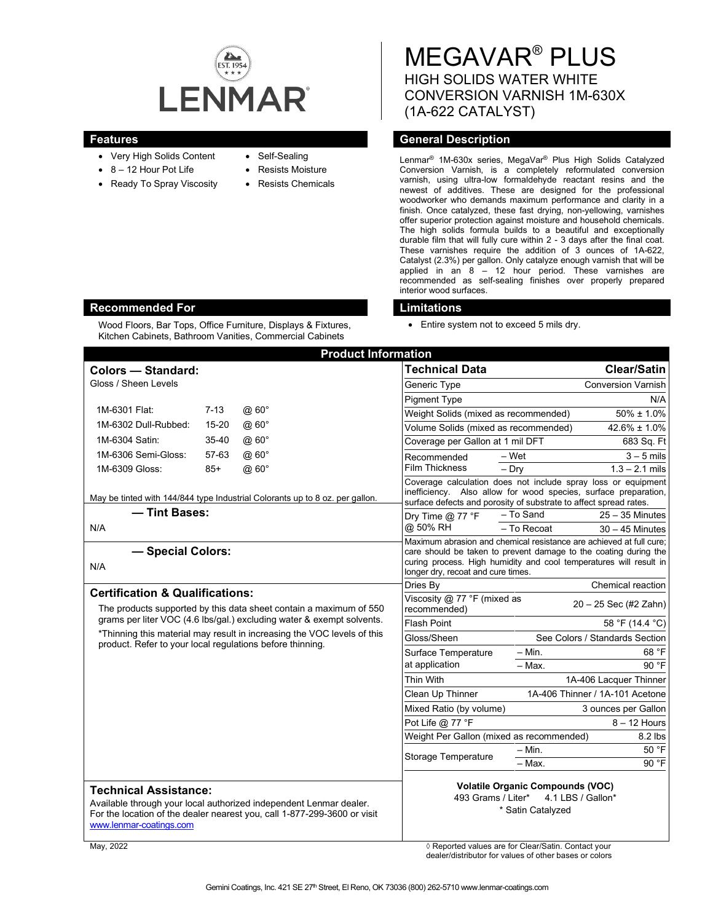LENMAR

EST. 1954

# MEGAVAR® PLUS

HIGH SOLIDS WATER WHITE CONVERSION VARNISH 1M-630X (1A-622 CATALYST)

## Features

- Very High Solids Content
- 8 – 12 Hour Pot Life
- Ready To Spray Viscosity
- Self-Sealing
- Resists Moisture
- Resists Chemicals

## General Description

Lenmar® 1M-630x series, MegaVar® Plus High Solids Catalyzed Conversion Varnish, is a completely reformulated conversion varnish, using ultra-low formaldehyde reactant resins and the newest of additives. These are designed for the professional woodworker who demands maximum performance and clarity in a finish. Once catalyzed, these fast drying, non-yellowing, varnishes offer superior protection against moisture and household chemicals. The high solids formula builds to a beautiful and exceptionally durable film that will fully cure within 2 - 3 days after the final coat. These varnishes require the addition of 3 ounces of 1A-622, Catalyst (2.3%) per gallon. Only catalyze enough varnish that will be applied in an 8 – 12 hour period. These varnishes are recommended as self-sealing finishes over properly prepared interior wood surfaces.

## Recommended For

Wood Floors, Bar Tops, Office Furniture, Displays & Fixtures, Kitchen Cabinets, Bathroom Vanities, Commercial Cabinets

## Limitations

- Entire system not to exceed 5 mils dry.

## Product Information

### Colors — Standard:

Gloss / Sheen Levels

| | | |
|---|---|---|
| 1M-6301 Flat: | 7-13 | @ 60° |
| 1M-6302 Dull-Rubbed: | 15-20 | @ 60° |
| 1M-6304 Satin: | 35-40 | @ 60° |
| 1M-6306 Semi-Gloss: | 57-63 | @ 60° |
| 1M-6309 Gloss: | 85+ | @ 60° |

May be tinted with 144/844 type Industrial Colorants up to 8 oz. per gallon.

### — Tint Bases:

N/A

### — Special Colors:

N/A

### Certification & Qualifications:

The products supported by this data sheet contain a maximum of 550 grams per liter VOC (4.6 lbs/gal.) excluding water & exempt solvents.

*Thinning this material may result in increasing the VOC levels of this product. Refer to your local regulations before thinning.

### Technical Assistance:

Available through your local authorized independent Lenmar dealer. For the location of the dealer nearest you, call 1-877-299-3600 or visit www.lenmar-coatings.com

| Technical Data | | Clear/Satin |
|---|---|---|
| Generic Type | | Conversion Varnish |
| Pigment Type | | N/A |
| Weight Solids (mixed as recommended) | | 50% ± 1.0% |
| Volume Solids (mixed as recommended) | | 42.6% ± 1.0% |
| Coverage per Gallon at 1 mil DFT | | 683 Sq. Ft |
| Recommended Film Thickness | – Wet | 3 – 5 mils |
| | – Dry | 1.3 – 2.1 mils |
| Coverage calculation does not include spray loss or equipment inefficiency. Also allow for wood species, surface preparation, surface defects and porosity of substrate to affect spread rates. | | |
| Dry Time @ 77 °F @ 50% RH | – To Sand | 25 – 35 Minutes |
| | – To Recoat | 30 – 45 Minutes |
| Maximum abrasion and chemical resistance are achieved at full cure; care should be taken to prevent damage to the coating during the curing process. High humidity and cool temperatures will result in longer dry, recoat and cure times. | | |
| Dries By | | Chemical reaction |
| Viscosity @ 77 °F (mixed as recommended) | | 20 – 25 Sec (#2 Zahn) |
| Flash Point | | 58 °F (14.4 °C) |
| Gloss/Sheen | | See Colors / Standards Section |
| Surface Temperature at application | – Min. | 68 °F |
| | – Max. | 90 °F |
| Thin With | | 1A-406 Lacquer Thinner |
| Clean Up Thinner | | 1A-406 Thinner / 1A-101 Acetone |
| Mixed Ratio (by volume) | | 3 ounces per Gallon |
| Pot Life @ 77 °F | | 8 – 12 Hours |
| Weight Per Gallon (mixed as recommended) | | 8.2 lbs |
| Storage Temperature | – Min. | 50 °F |
| | – Max. | 90 °F |

**Volatile Organic Compounds (VOC)**

493 Grams / Liter* 4.1 LBS / Gallon*

* Satin Catalyzed

May, 2022

◊ Reported values are for Clear/Satin. Contact your dealer/distributor for values of other bases or colors

Gemini Coatings, Inc. 421 SE 27th Street, El Reno, OK 73036 (800) 262-5710 www.lenmar-coatings.com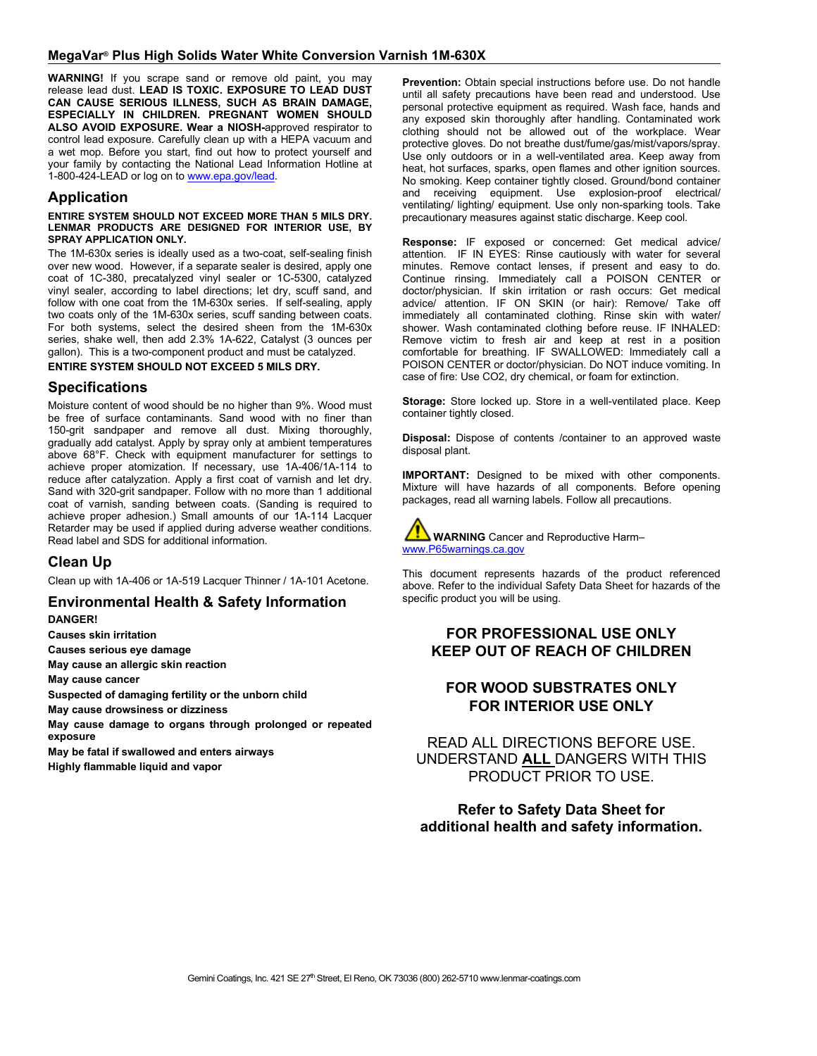## MegaVar® Plus High Solids Water White Conversion Varnish 1M-630X

**WARNING!** If you scrape sand or remove old paint, you may release lead dust. **LEAD IS TOXIC. EXPOSURE TO LEAD DUST CAN CAUSE SERIOUS ILLNESS, SUCH AS BRAIN DAMAGE, ESPECIALLY IN CHILDREN. PREGNANT WOMEN SHOULD ALSO AVOID EXPOSURE. Wear a NIOSH-**approved respirator to control lead exposure. Carefully clean up with a HEPA vacuum and a wet mop. Before you start, find out how to protect yourself and your family by contacting the National Lead Information Hotline at 1-800-424-LEAD or log on to www.epa.gov/lead.

## Application

**ENTIRE SYSTEM SHOULD NOT EXCEED MORE THAN 5 MILS DRY. LENMAR PRODUCTS ARE DESIGNED FOR INTERIOR USE, BY SPRAY APPLICATION ONLY.**

The 1M-630x series is ideally used as a two-coat, self-sealing finish over new wood. However, if a separate sealer is desired, apply one coat of 1C-380, precatalyzed vinyl sealer or 1C-5300, catalyzed vinyl sealer, according to label directions; let dry, scuff sand, and follow with one coat from the 1M-630x series. If self-sealing, apply two coats only of the 1M-630x series, scuff sanding between coats. For both systems, select the desired sheen from the 1M-630x series, shake well, then add 2.3% 1A-622, Catalyst (3 ounces per gallon). This is a two-component product and must be catalyzed.

**ENTIRE SYSTEM SHOULD NOT EXCEED 5 MILS DRY.**

## Specifications

Moisture content of wood should be no higher than 9%. Wood must be free of surface contaminants. Sand wood with no finer than 150-grit sandpaper and remove all dust. Mixing thoroughly, gradually add catalyst. Apply by spray only at ambient temperatures above 68°F. Check with equipment manufacturer for settings to achieve proper atomization. If necessary, use 1A-406/1A-114 to reduce after catalyzation. Apply a first coat of varnish and let dry. Sand with 320-grit sandpaper. Follow with no more than 1 additional coat of varnish, sanding between coats. (Sanding is required to achieve proper adhesion.) Small amounts of our 1A-114 Lacquer Retarder may be used if applied during adverse weather conditions. Read label and SDS for additional information.

## Clean Up

Clean up with 1A-406 or 1A-519 Lacquer Thinner / 1A-101 Acetone.

## Environmental Health & Safety Information

**DANGER!**

**Causes skin irritation**

**Causes serious eye damage**

**May cause an allergic skin reaction**

**May cause cancer**

**Suspected of damaging fertility or the unborn child**

**May cause drowsiness or dizziness**

**May cause damage to organs through prolonged or repeated exposure**

**May be fatal if swallowed and enters airways**

**Highly flammable liquid and vapor**

**Prevention:** Obtain special instructions before use. Do not handle until all safety precautions have been read and understood. Use personal protective equipment as required. Wash face, hands and any exposed skin thoroughly after handling. Contaminated work clothing should not be allowed out of the workplace. Wear protective gloves. Do not breathe dust/fume/gas/mist/vapors/spray. Use only outdoors or in a well-ventilated area. Keep away from heat, hot surfaces, sparks, open flames and other ignition sources. No smoking. Keep container tightly closed. Ground/bond container and receiving equipment. Use explosion-proof electrical/ ventilating/ lighting/ equipment. Use only non-sparking tools. Take precautionary measures against static discharge. Keep cool.

**Response:** IF exposed or concerned: Get medical advice/ attention. IF IN EYES: Rinse cautiously with water for several minutes. Remove contact lenses, if present and easy to do. Continue rinsing. Immediately call a POISON CENTER or doctor/physician. If skin irritation or rash occurs: Get medical advice/ attention. IF ON SKIN (or hair): Remove/ Take off immediately all contaminated clothing. Rinse skin with water/ shower. Wash contaminated clothing before reuse. IF INHALED: Remove victim to fresh air and keep at rest in a position comfortable for breathing. IF SWALLOWED: Immediately call a POISON CENTER or doctor/physician. Do NOT induce vomiting. In case of fire: Use CO2, dry chemical, or foam for extinction.

**Storage:** Store locked up. Store in a well-ventilated place. Keep container tightly closed.

**Disposal:** Dispose of contents /container to an approved waste disposal plant.

**IMPORTANT:** Designed to be mixed with other components. Mixture will have hazards of all components. Before opening packages, read all warning labels. Follow all precautions.

**WARNING** Cancer and Reproductive Harm– www.P65warnings.ca.gov

This document represents hazards of the product referenced above. Refer to the individual Safety Data Sheet for hazards of the specific product you will be using.

**FOR PROFESSIONAL USE ONLY**
**KEEP OUT OF REACH OF CHILDREN**

**FOR WOOD SUBSTRATES ONLY**
**FOR INTERIOR USE ONLY**

READ ALL DIRECTIONS BEFORE USE. UNDERSTAND **ALL** DANGERS WITH THIS PRODUCT PRIOR TO USE.

**Refer to Safety Data Sheet for additional health and safety information.**

Gemini Coatings, Inc. 421 SE 27th Street, El Reno, OK 73036 (800) 262-5710 www.lenmar-coatings.com